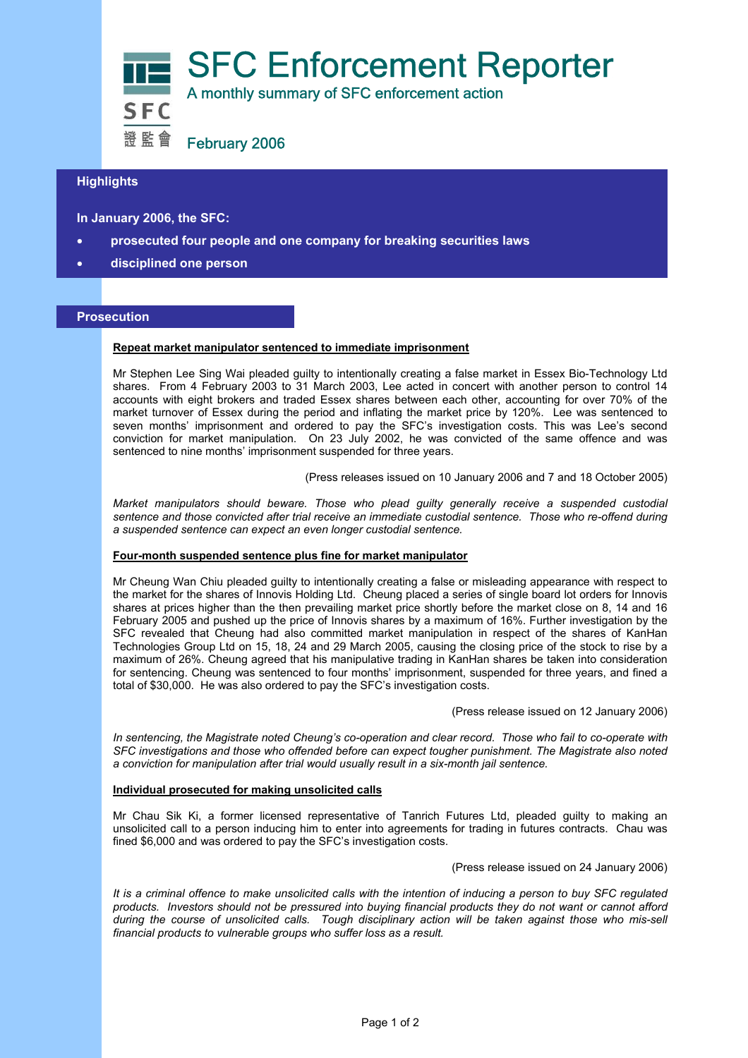# SFC Enforcement Reporter

A monthly summary of SFC enforcement action

February 2006

## Highlights

**In January 2006, the SFC:**

- **prosecuted four people and one company for breaking securities laws**
- **disciplined one person**

## Prosecution

**Repeat market manipulator sentenced to immediate imprisonment**

Mr Stephen Lee Sing Wai pleaded guilty to intentionally creating a false market in Essex Bio-Technology Ltd shares. From 4 February 2003 to 31 March 2003, Lee acted in concert with another person to control 14 accounts with eight brokers and traded Essex shares between each other, accounting for over 70% of the market turnover of Essex during the period and inflating the market price by 120%. Lee was sentenced to seven months' imprisonment and ordered to pay the SFC's investigation costs. This was Lee's second conviction for market manipulation. On 23 July 2002, he was convicted of the same offence and was sentenced to nine months' imprisonment suspended for three years.

(Press releases issued on 10 January 2006 and 7 and 18 October 2005)

*Market manipulators should beware. Those who plead guilty generally receive a suspended custodial sentence and those convicted after trial receive an immediate custodial sentence. Those who re-offend during a suspended sentence can expect an even longer custodial sentence.*

**Four-month suspended sentence plus fine for market manipulator**

Mr Cheung Wan Chiu pleaded guilty to intentionally creating a false or misleading appearance with respect to the market for the shares of Innovis Holding Ltd. Cheung placed a series of single board lot orders for Innovis shares at prices higher than the then prevailing market price shortly before the market close on 8, 14 and 16 February 2005 and pushed up the price of Innovis shares by a maximum of 16%. Further investigation by the SFC revealed that Cheung had also committed market manipulation in respect of the shares of KanHan Technologies Group Ltd on 15, 18, 24 and 29 March 2005, causing the closing price of the stock to rise by a maximum of 26%. Cheung agreed that his manipulative trading in KanHan shares be taken into consideration for sentencing. Cheung was sentenced to four months' imprisonment, suspended for three years, and fined a total of $30,000. He was also ordered to pay the SFC's investigation costs.

(Press release issued on 12 January 2006)

*In sentencing, the Magistrate noted Cheung's co-operation and clear record. Those who fail to co-operate with SFC investigations and those who offended before can expect tougher punishment. The Magistrate also noted a conviction for manipulation after trial would usually result in a six-month jail sentence.*

**Individual prosecuted for making unsolicited calls**

Mr Chau Sik Ki, a former licensed representative of Tanrich Futures Ltd, pleaded guilty to making an unsolicited call to a person inducing him to enter into agreements for trading in futures contracts. Chau was fined $6,000 and was ordered to pay the SFC's investigation costs.

(Press release issued on 24 January 2006)

*It is a criminal offence to make unsolicited calls with the intention of inducing a person to buy SFC regulated products. Investors should not be pressured into buying financial products they do not want or cannot afford during the course of unsolicited calls. Tough disciplinary action will be taken against those who mis-sell financial products to vulnerable groups who suffer loss as a result.*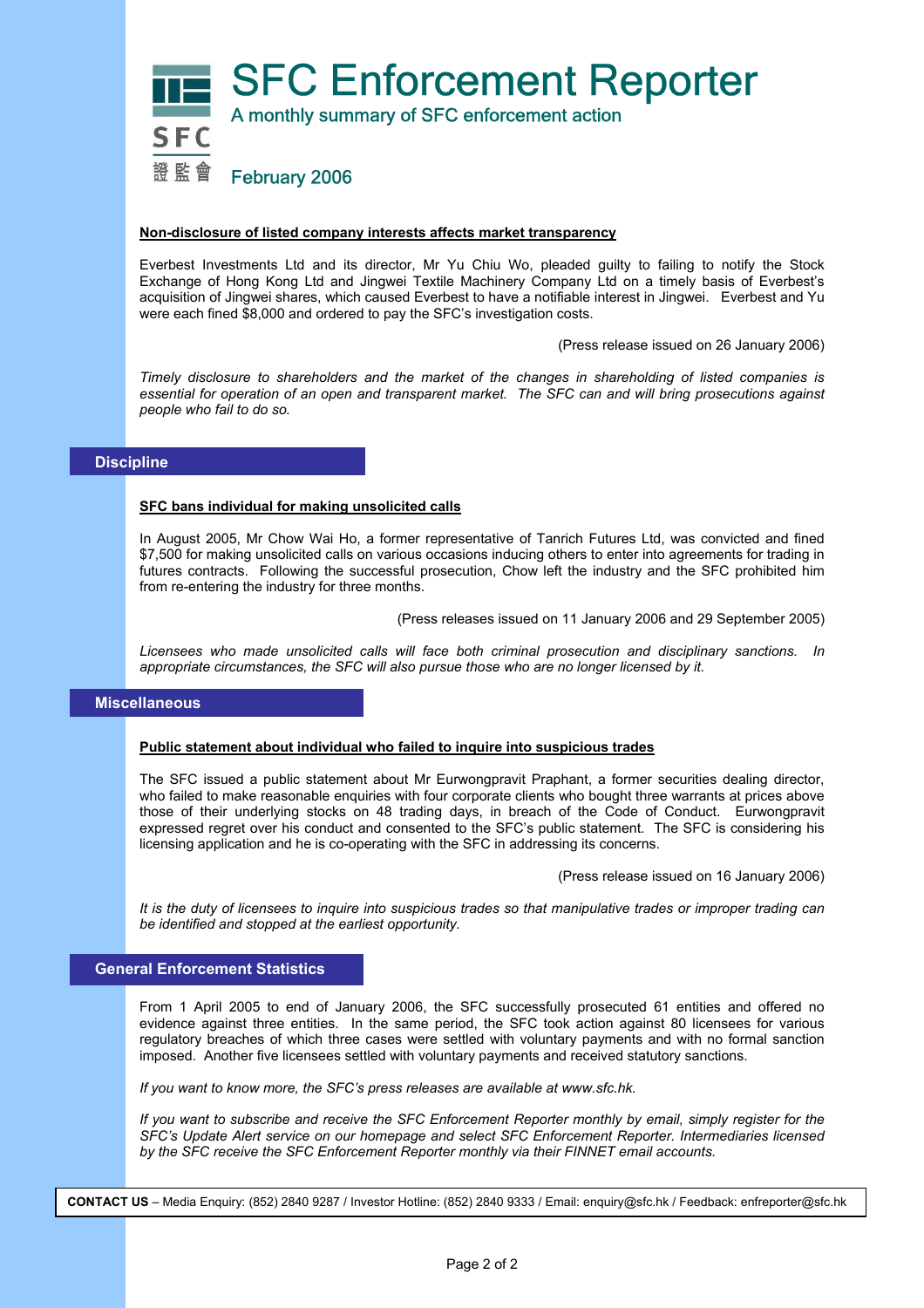# SFC Enforcement Reporter

A monthly summary of SFC enforcement action

February 2006

**Non-disclosure of listed company interests affects market transparency**

Everbest Investments Ltd and its director, Mr Yu Chiu Wo, pleaded guilty to failing to notify the Stock Exchange of Hong Kong Ltd and Jingwei Textile Machinery Company Ltd on a timely basis of Everbest's acquisition of Jingwei shares, which caused Everbest to have a notifiable interest in Jingwei. Everbest and Yu were each fined $8,000 and ordered to pay the SFC's investigation costs.

(Press release issued on 26 January 2006)

*Timely disclosure to shareholders and the market of the changes in shareholding of listed companies is essential for operation of an open and transparent market. The SFC can and will bring prosecutions against people who fail to do so.*

## Discipline

**SFC bans individual for making unsolicited calls**

In August 2005, Mr Chow Wai Ho, a former representative of Tanrich Futures Ltd, was convicted and fined $7,500 for making unsolicited calls on various occasions inducing others to enter into agreements for trading in futures contracts. Following the successful prosecution, Chow left the industry and the SFC prohibited him from re-entering the industry for three months.

(Press releases issued on 11 January 2006 and 29 September 2005)

*Licensees who made unsolicited calls will face both criminal prosecution and disciplinary sanctions. In appropriate circumstances, the SFC will also pursue those who are no longer licensed by it.*

## Miscellaneous

**Public statement about individual who failed to inquire into suspicious trades**

The SFC issued a public statement about Mr Eurwongpravit Praphant, a former securities dealing director, who failed to make reasonable enquiries with four corporate clients who bought three warrants at prices above those of their underlying stocks on 48 trading days, in breach of the Code of Conduct. Eurwongpravit expressed regret over his conduct and consented to the SFC's public statement. The SFC is considering his licensing application and he is co-operating with the SFC in addressing its concerns.

(Press release issued on 16 January 2006)

*It is the duty of licensees to inquire into suspicious trades so that manipulative trades or improper trading can be identified and stopped at the earliest opportunity.*

## General Enforcement Statistics

From 1 April 2005 to end of January 2006, the SFC successfully prosecuted 61 entities and offered no evidence against three entities. In the same period, the SFC took action against 80 licensees for various regulatory breaches of which three cases were settled with voluntary payments and with no formal sanction imposed. Another five licensees settled with voluntary payments and received statutory sanctions.

*If you want to know more, the SFC's press releases are available at www.sfc.hk.*

*If you want to subscribe and receive the SFC Enforcement Reporter monthly by email, simply register for the SFC's Update Alert service on our homepage and select SFC Enforcement Reporter. Intermediaries licensed by the SFC receive the SFC Enforcement Reporter monthly via their FINNET email accounts.*

**CONTACT US** – Media Enquiry: (852) 2840 9287 / Investor Hotline: (852) 2840 9333 / Email: enquiry@sfc.hk / Feedback: enfreporter@sfc.hk